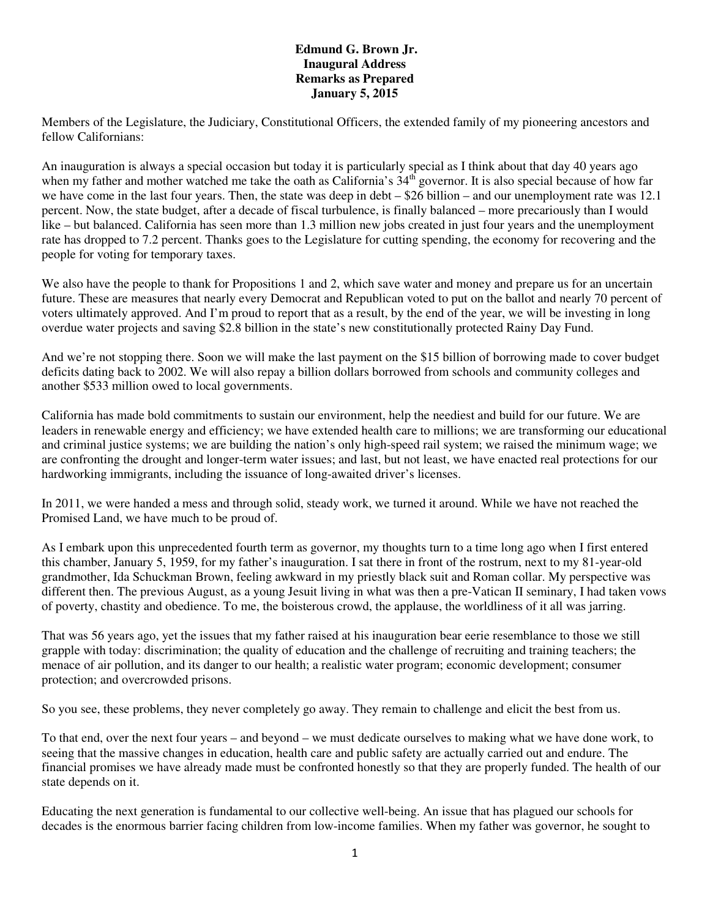**Edmund G. Brown Jr.**
**Inaugural Address**
**Remarks as Prepared**
**January 5, 2015**

Members of the Legislature, the Judiciary, Constitutional Officers, the extended family of my pioneering ancestors and fellow Californians:

An inauguration is always a special occasion but today it is particularly special as I think about that day 40 years ago when my father and mother watched me take the oath as California's 34th governor. It is also special because of how far we have come in the last four years. Then, the state was deep in debt – $26 billion – and our unemployment rate was 12.1 percent. Now, the state budget, after a decade of fiscal turbulence, is finally balanced – more precariously than I would like – but balanced. California has seen more than 1.3 million new jobs created in just four years and the unemployment rate has dropped to 7.2 percent. Thanks goes to the Legislature for cutting spending, the economy for recovering and the people for voting for temporary taxes.

We also have the people to thank for Propositions 1 and 2, which save water and money and prepare us for an uncertain future. These are measures that nearly every Democrat and Republican voted to put on the ballot and nearly 70 percent of voters ultimately approved. And I'm proud to report that as a result, by the end of the year, we will be investing in long overdue water projects and saving $2.8 billion in the state's new constitutionally protected Rainy Day Fund.

And we're not stopping there. Soon we will make the last payment on the $15 billion of borrowing made to cover budget deficits dating back to 2002. We will also repay a billion dollars borrowed from schools and community colleges and another $533 million owed to local governments.

California has made bold commitments to sustain our environment, help the neediest and build for our future. We are leaders in renewable energy and efficiency; we have extended health care to millions; we are transforming our educational and criminal justice systems; we are building the nation's only high-speed rail system; we raised the minimum wage; we are confronting the drought and longer-term water issues; and last, but not least, we have enacted real protections for our hardworking immigrants, including the issuance of long-awaited driver's licenses.

In 2011, we were handed a mess and through solid, steady work, we turned it around. While we have not reached the Promised Land, we have much to be proud of.

As I embark upon this unprecedented fourth term as governor, my thoughts turn to a time long ago when I first entered this chamber, January 5, 1959, for my father's inauguration. I sat there in front of the rostrum, next to my 81-year-old grandmother, Ida Schuckman Brown, feeling awkward in my priestly black suit and Roman collar. My perspective was different then. The previous August, as a young Jesuit living in what was then a pre-Vatican II seminary, I had taken vows of poverty, chastity and obedience. To me, the boisterous crowd, the applause, the worldliness of it all was jarring.

That was 56 years ago, yet the issues that my father raised at his inauguration bear eerie resemblance to those we still grapple with today: discrimination; the quality of education and the challenge of recruiting and training teachers; the menace of air pollution, and its danger to our health; a realistic water program; economic development; consumer protection; and overcrowded prisons.

So you see, these problems, they never completely go away. They remain to challenge and elicit the best from us.

To that end, over the next four years – and beyond – we must dedicate ourselves to making what we have done work, to seeing that the massive changes in education, health care and public safety are actually carried out and endure. The financial promises we have already made must be confronted honestly so that they are properly funded. The health of our state depends on it.

Educating the next generation is fundamental to our collective well-being. An issue that has plagued our schools for decades is the enormous barrier facing children from low-income families. When my father was governor, he sought to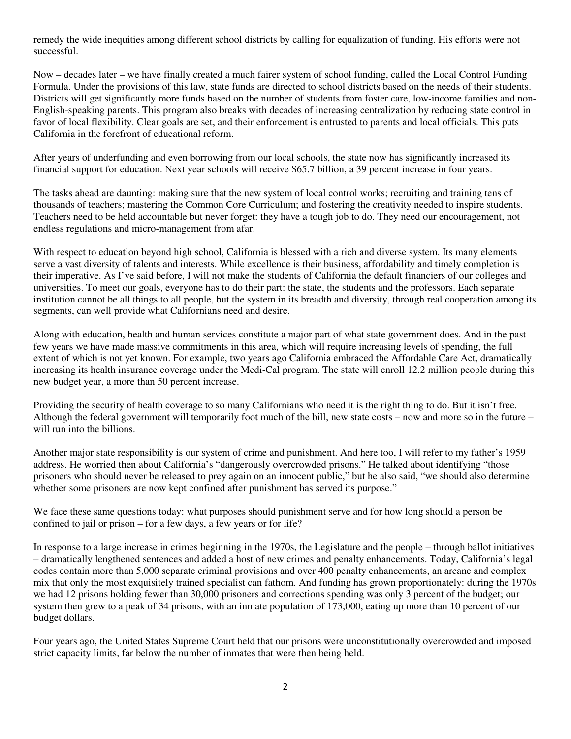remedy the wide inequities among different school districts by calling for equalization of funding. His efforts were not successful.

Now – decades later – we have finally created a much fairer system of school funding, called the Local Control Funding Formula. Under the provisions of this law, state funds are directed to school districts based on the needs of their students. Districts will get significantly more funds based on the number of students from foster care, low-income families and non-English-speaking parents. This program also breaks with decades of increasing centralization by reducing state control in favor of local flexibility. Clear goals are set, and their enforcement is entrusted to parents and local officials. This puts California in the forefront of educational reform.

After years of underfunding and even borrowing from our local schools, the state now has significantly increased its financial support for education. Next year schools will receive $65.7 billion, a 39 percent increase in four years.

The tasks ahead are daunting: making sure that the new system of local control works; recruiting and training tens of thousands of teachers; mastering the Common Core Curriculum; and fostering the creativity needed to inspire students. Teachers need to be held accountable but never forget: they have a tough job to do. They need our encouragement, not endless regulations and micro-management from afar.

With respect to education beyond high school, California is blessed with a rich and diverse system. Its many elements serve a vast diversity of talents and interests. While excellence is their business, affordability and timely completion is their imperative. As I've said before, I will not make the students of California the default financiers of our colleges and universities. To meet our goals, everyone has to do their part: the state, the students and the professors. Each separate institution cannot be all things to all people, but the system in its breadth and diversity, through real cooperation among its segments, can well provide what Californians need and desire.

Along with education, health and human services constitute a major part of what state government does. And in the past few years we have made massive commitments in this area, which will require increasing levels of spending, the full extent of which is not yet known. For example, two years ago California embraced the Affordable Care Act, dramatically increasing its health insurance coverage under the Medi-Cal program. The state will enroll 12.2 million people during this new budget year, a more than 50 percent increase.

Providing the security of health coverage to so many Californians who need it is the right thing to do. But it isn't free. Although the federal government will temporarily foot much of the bill, new state costs – now and more so in the future – will run into the billions.

Another major state responsibility is our system of crime and punishment. And here too, I will refer to my father's 1959 address. He worried then about California's "dangerously overcrowded prisons." He talked about identifying "those prisoners who should never be released to prey again on an innocent public," but he also said, "we should also determine whether some prisoners are now kept confined after punishment has served its purpose."

We face these same questions today: what purposes should punishment serve and for how long should a person be confined to jail or prison – for a few days, a few years or for life?

In response to a large increase in crimes beginning in the 1970s, the Legislature and the people – through ballot initiatives – dramatically lengthened sentences and added a host of new crimes and penalty enhancements. Today, California's legal codes contain more than 5,000 separate criminal provisions and over 400 penalty enhancements, an arcane and complex mix that only the most exquisitely trained specialist can fathom. And funding has grown proportionately: during the 1970s we had 12 prisons holding fewer than 30,000 prisoners and corrections spending was only 3 percent of the budget; our system then grew to a peak of 34 prisons, with an inmate population of 173,000, eating up more than 10 percent of our budget dollars.

Four years ago, the United States Supreme Court held that our prisons were unconstitutionally overcrowded and imposed strict capacity limits, far below the number of inmates that were then being held.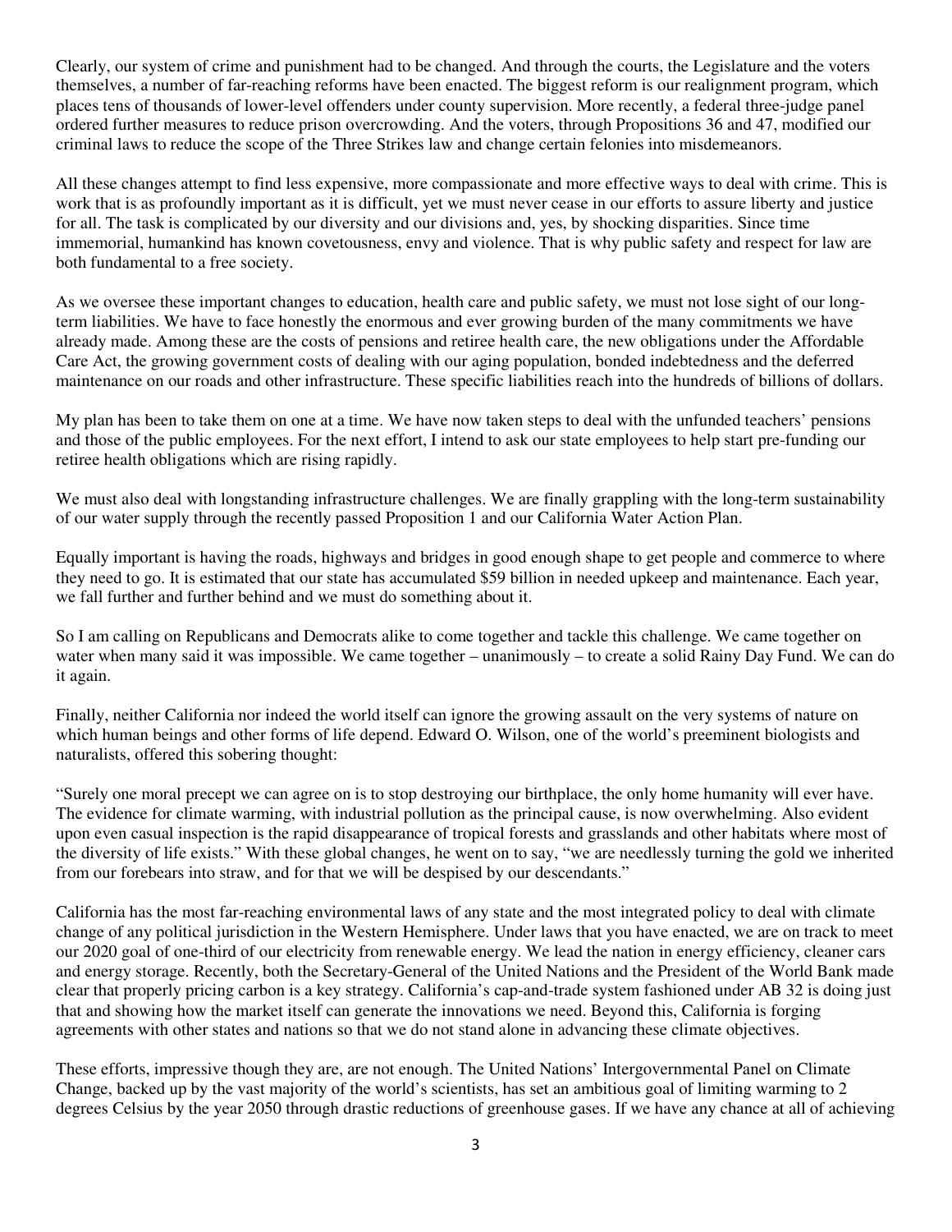Clearly, our system of crime and punishment had to be changed. And through the courts, the Legislature and the voters themselves, a number of far-reaching reforms have been enacted. The biggest reform is our realignment program, which places tens of thousands of lower-level offenders under county supervision. More recently, a federal three-judge panel ordered further measures to reduce prison overcrowding. And the voters, through Propositions 36 and 47, modified our criminal laws to reduce the scope of the Three Strikes law and change certain felonies into misdemeanors.

All these changes attempt to find less expensive, more compassionate and more effective ways to deal with crime. This is work that is as profoundly important as it is difficult, yet we must never cease in our efforts to assure liberty and justice for all. The task is complicated by our diversity and our divisions and, yes, by shocking disparities. Since time immemorial, humankind has known covetousness, envy and violence. That is why public safety and respect for law are both fundamental to a free society.

As we oversee these important changes to education, health care and public safety, we must not lose sight of our long-term liabilities. We have to face honestly the enormous and ever growing burden of the many commitments we have already made. Among these are the costs of pensions and retiree health care, the new obligations under the Affordable Care Act, the growing government costs of dealing with our aging population, bonded indebtedness and the deferred maintenance on our roads and other infrastructure. These specific liabilities reach into the hundreds of billions of dollars.

My plan has been to take them on one at a time. We have now taken steps to deal with the unfunded teachers' pensions and those of the public employees. For the next effort, I intend to ask our state employees to help start pre-funding our retiree health obligations which are rising rapidly.

We must also deal with longstanding infrastructure challenges. We are finally grappling with the long-term sustainability of our water supply through the recently passed Proposition 1 and our California Water Action Plan.

Equally important is having the roads, highways and bridges in good enough shape to get people and commerce to where they need to go. It is estimated that our state has accumulated $59 billion in needed upkeep and maintenance. Each year, we fall further and further behind and we must do something about it.

So I am calling on Republicans and Democrats alike to come together and tackle this challenge. We came together on water when many said it was impossible. We came together – unanimously – to create a solid Rainy Day Fund. We can do it again.

Finally, neither California nor indeed the world itself can ignore the growing assault on the very systems of nature on which human beings and other forms of life depend. Edward O. Wilson, one of the world's preeminent biologists and naturalists, offered this sobering thought:

"Surely one moral precept we can agree on is to stop destroying our birthplace, the only home humanity will ever have. The evidence for climate warming, with industrial pollution as the principal cause, is now overwhelming. Also evident upon even casual inspection is the rapid disappearance of tropical forests and grasslands and other habitats where most of the diversity of life exists." With these global changes, he went on to say, "we are needlessly turning the gold we inherited from our forebears into straw, and for that we will be despised by our descendants."

California has the most far-reaching environmental laws of any state and the most integrated policy to deal with climate change of any political jurisdiction in the Western Hemisphere. Under laws that you have enacted, we are on track to meet our 2020 goal of one-third of our electricity from renewable energy. We lead the nation in energy efficiency, cleaner cars and energy storage. Recently, both the Secretary-General of the United Nations and the President of the World Bank made clear that properly pricing carbon is a key strategy. California's cap-and-trade system fashioned under AB 32 is doing just that and showing how the market itself can generate the innovations we need. Beyond this, California is forging agreements with other states and nations so that we do not stand alone in advancing these climate objectives.

These efforts, impressive though they are, are not enough. The United Nations' Intergovernmental Panel on Climate Change, backed up by the vast majority of the world's scientists, has set an ambitious goal of limiting warming to 2 degrees Celsius by the year 2050 through drastic reductions of greenhouse gases. If we have any chance at all of achieving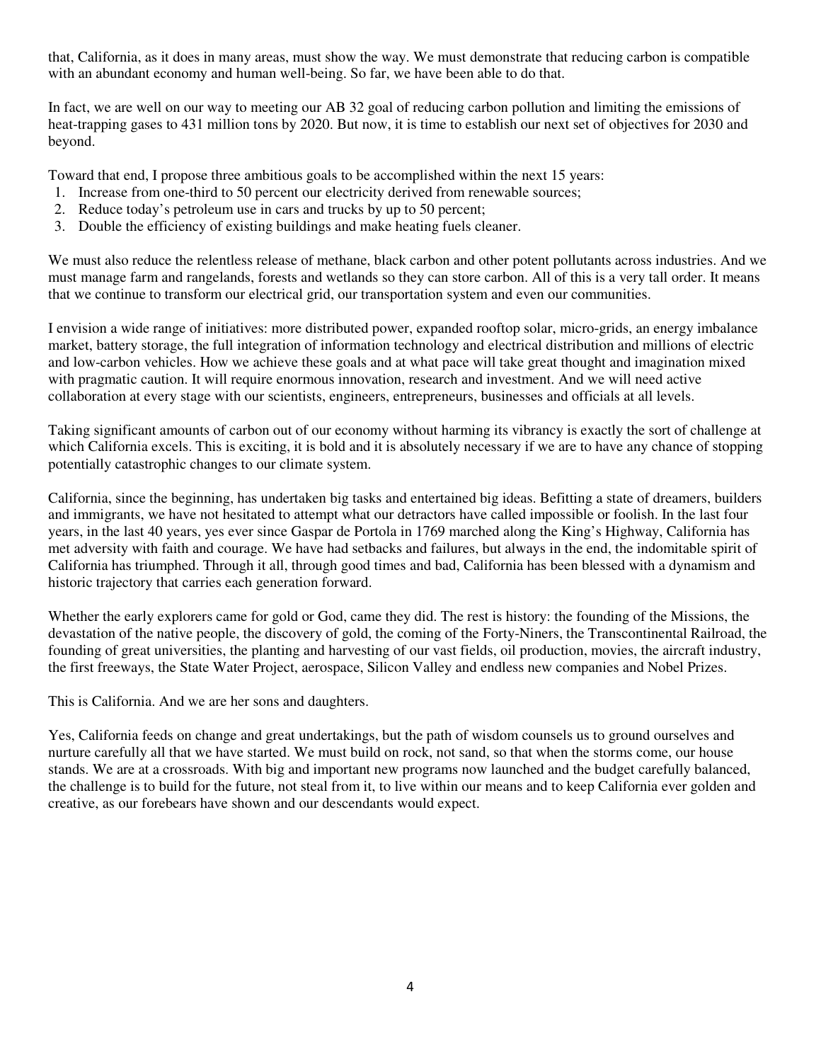that, California, as it does in many areas, must show the way. We must demonstrate that reducing carbon is compatible with an abundant economy and human well-being. So far, we have been able to do that.

In fact, we are well on our way to meeting our AB 32 goal of reducing carbon pollution and limiting the emissions of heat-trapping gases to 431 million tons by 2020. But now, it is time to establish our next set of objectives for 2030 and beyond.

Toward that end, I propose three ambitious goals to be accomplished within the next 15 years:

1. Increase from one-third to 50 percent our electricity derived from renewable sources;
2. Reduce today's petroleum use in cars and trucks by up to 50 percent;
3. Double the efficiency of existing buildings and make heating fuels cleaner.

We must also reduce the relentless release of methane, black carbon and other potent pollutants across industries. And we must manage farm and rangelands, forests and wetlands so they can store carbon. All of this is a very tall order. It means that we continue to transform our electrical grid, our transportation system and even our communities.

I envision a wide range of initiatives: more distributed power, expanded rooftop solar, micro-grids, an energy imbalance market, battery storage, the full integration of information technology and electrical distribution and millions of electric and low-carbon vehicles. How we achieve these goals and at what pace will take great thought and imagination mixed with pragmatic caution. It will require enormous innovation, research and investment. And we will need active collaboration at every stage with our scientists, engineers, entrepreneurs, businesses and officials at all levels.

Taking significant amounts of carbon out of our economy without harming its vibrancy is exactly the sort of challenge at which California excels. This is exciting, it is bold and it is absolutely necessary if we are to have any chance of stopping potentially catastrophic changes to our climate system.

California, since the beginning, has undertaken big tasks and entertained big ideas. Befitting a state of dreamers, builders and immigrants, we have not hesitated to attempt what our detractors have called impossible or foolish. In the last four years, in the last 40 years, yes ever since Gaspar de Portola in 1769 marched along the King's Highway, California has met adversity with faith and courage. We have had setbacks and failures, but always in the end, the indomitable spirit of California has triumphed. Through it all, through good times and bad, California has been blessed with a dynamism and historic trajectory that carries each generation forward.

Whether the early explorers came for gold or God, came they did. The rest is history: the founding of the Missions, the devastation of the native people, the discovery of gold, the coming of the Forty-Niners, the Transcontinental Railroad, the founding of great universities, the planting and harvesting of our vast fields, oil production, movies, the aircraft industry, the first freeways, the State Water Project, aerospace, Silicon Valley and endless new companies and Nobel Prizes.

This is California. And we are her sons and daughters.

Yes, California feeds on change and great undertakings, but the path of wisdom counsels us to ground ourselves and nurture carefully all that we have started. We must build on rock, not sand, so that when the storms come, our house stands. We are at a crossroads. With big and important new programs now launched and the budget carefully balanced, the challenge is to build for the future, not steal from it, to live within our means and to keep California ever golden and creative, as our forebears have shown and our descendants would expect.